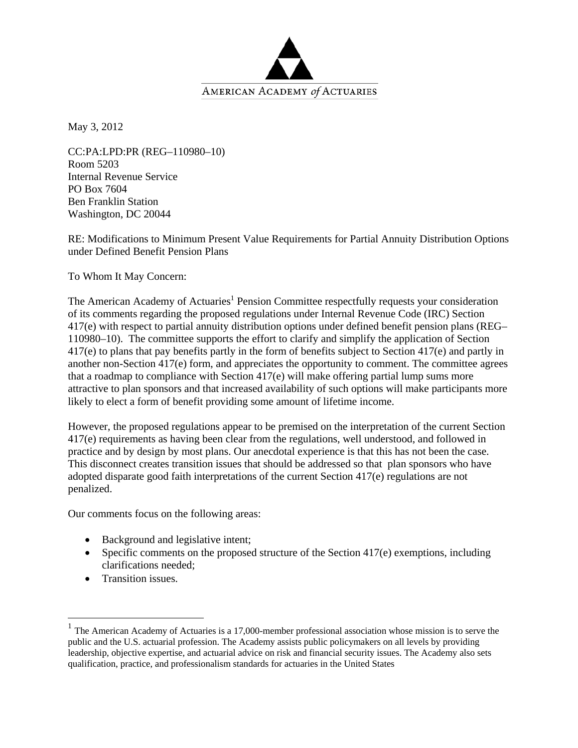AMERICAN ACADEMY *of* ACTUARIES

May 3, 2012

CC:PA:LPD:PR (REG–110980–10)
Room 5203
Internal Revenue Service
PO Box 7604
Ben Franklin Station
Washington, DC 20044

RE: Modifications to Minimum Present Value Requirements for Partial Annuity Distribution Options under Defined Benefit Pension Plans

To Whom It May Concern:

The American Academy of Actuaries[1] Pension Committee respectfully requests your consideration of its comments regarding the proposed regulations under Internal Revenue Code (IRC) Section 417(e) with respect to partial annuity distribution options under defined benefit pension plans (REG–110980–10). The committee supports the effort to clarify and simplify the application of Section 417(e) to plans that pay benefits partly in the form of benefits subject to Section 417(e) and partly in another non-Section 417(e) form, and appreciates the opportunity to comment. The committee agrees that a roadmap to compliance with Section 417(e) will make offering partial lump sums more attractive to plan sponsors and that increased availability of such options will make participants more likely to elect a form of benefit providing some amount of lifetime income.

However, the proposed regulations appear to be premised on the interpretation of the current Section 417(e) requirements as having been clear from the regulations, well understood, and followed in practice and by design by most plans. Our anecdotal experience is that this has not been the case. This disconnect creates transition issues that should be addressed so that plan sponsors who have adopted disparate good faith interpretations of the current Section 417(e) regulations are not penalized.

Our comments focus on the following areas:

- Background and legislative intent;
- Specific comments on the proposed structure of the Section 417(e) exemptions, including clarifications needed;
- Transition issues.

[1] The American Academy of Actuaries is a 17,000-member professional association whose mission is to serve the public and the U.S. actuarial profession. The Academy assists public policymakers on all levels by providing leadership, objective expertise, and actuarial advice on risk and financial security issues. The Academy also sets qualification, practice, and professionalism standards for actuaries in the United States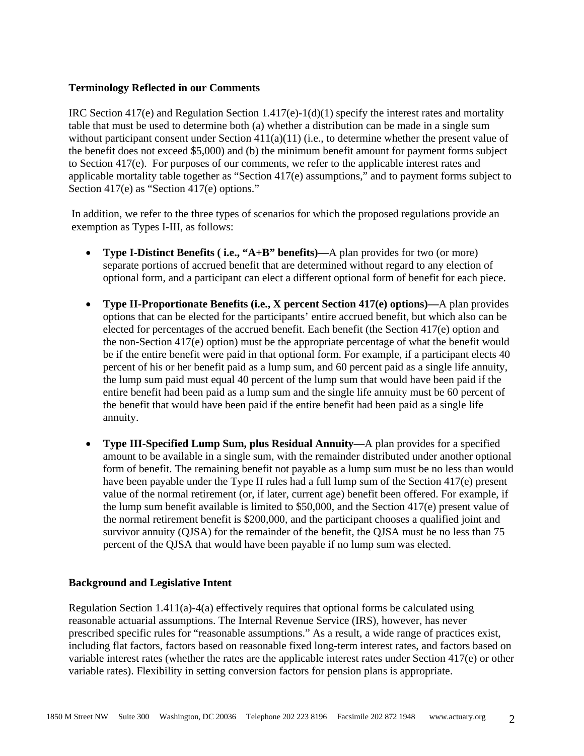**Terminology Reflected in our Comments**

IRC Section 417(e) and Regulation Section 1.417(e)-1(d)(1) specify the interest rates and mortality table that must be used to determine both (a) whether a distribution can be made in a single sum without participant consent under Section 411(a)(11) (i.e., to determine whether the present value of the benefit does not exceed \$5,000) and (b) the minimum benefit amount for payment forms subject to Section 417(e). For purposes of our comments, we refer to the applicable interest rates and applicable mortality table together as "Section 417(e) assumptions," and to payment forms subject to Section 417(e) as "Section 417(e) options."

In addition, we refer to the three types of scenarios for which the proposed regulations provide an exemption as Types I-III, as follows:

- **Type I-Distinct Benefits ( i.e., "A+B" benefits)—**A plan provides for two (or more) separate portions of accrued benefit that are determined without regard to any election of optional form, and a participant can elect a different optional form of benefit for each piece.
- **Type II-Proportionate Benefits (i.e., X percent Section 417(e) options)—**A plan provides options that can be elected for the participants' entire accrued benefit, but which also can be elected for percentages of the accrued benefit. Each benefit (the Section 417(e) option and the non-Section 417(e) option) must be the appropriate percentage of what the benefit would be if the entire benefit were paid in that optional form. For example, if a participant elects 40 percent of his or her benefit paid as a lump sum, and 60 percent paid as a single life annuity, the lump sum paid must equal 40 percent of the lump sum that would have been paid if the entire benefit had been paid as a lump sum and the single life annuity must be 60 percent of the benefit that would have been paid if the entire benefit had been paid as a single life annuity.
- **Type III-Specified Lump Sum, plus Residual Annuity—**A plan provides for a specified amount to be available in a single sum, with the remainder distributed under another optional form of benefit. The remaining benefit not payable as a lump sum must be no less than would have been payable under the Type II rules had a full lump sum of the Section 417(e) present value of the normal retirement (or, if later, current age) benefit been offered. For example, if the lump sum benefit available is limited to \$50,000, and the Section 417(e) present value of the normal retirement benefit is \$200,000, and the participant chooses a qualified joint and survivor annuity (QJSA) for the remainder of the benefit, the QJSA must be no less than 75 percent of the QJSA that would have been payable if no lump sum was elected.

**Background and Legislative Intent**

Regulation Section 1.411(a)-4(a) effectively requires that optional forms be calculated using reasonable actuarial assumptions. The Internal Revenue Service (IRS), however, has never prescribed specific rules for "reasonable assumptions." As a result, a wide range of practices exist, including flat factors, factors based on reasonable fixed long-term interest rates, and factors based on variable interest rates (whether the rates are the applicable interest rates under Section 417(e) or other variable rates). Flexibility in setting conversion factors for pension plans is appropriate.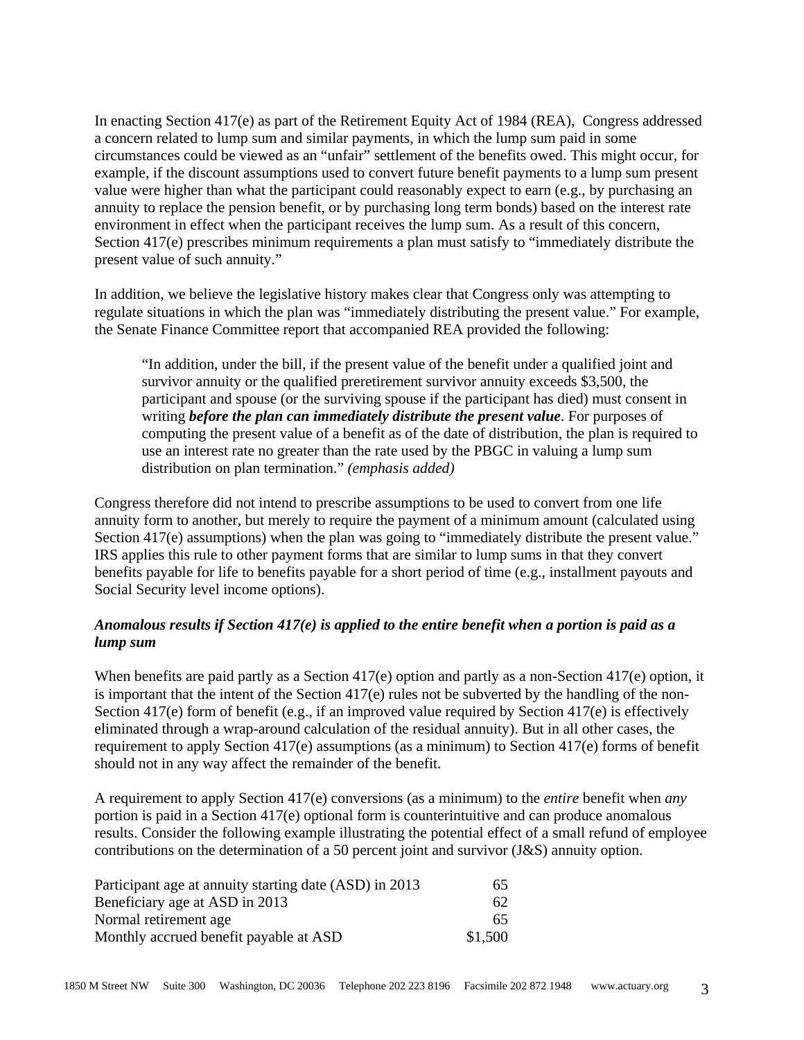In enacting Section 417(e) as part of the Retirement Equity Act of 1984 (REA), Congress addressed a concern related to lump sum and similar payments, in which the lump sum paid in some circumstances could be viewed as an "unfair" settlement of the benefits owed. This might occur, for example, if the discount assumptions used to convert future benefit payments to a lump sum present value were higher than what the participant could reasonably expect to earn (e.g., by purchasing an annuity to replace the pension benefit, or by purchasing long term bonds) based on the interest rate environment in effect when the participant receives the lump sum. As a result of this concern, Section 417(e) prescribes minimum requirements a plan must satisfy to "immediately distribute the present value of such annuity."

In addition, we believe the legislative history makes clear that Congress only was attempting to regulate situations in which the plan was "immediately distributing the present value." For example, the Senate Finance Committee report that accompanied REA provided the following:

> "In addition, under the bill, if the present value of the benefit under a qualified joint and survivor annuity or the qualified preretirement survivor annuity exceeds $3,500, the participant and spouse (or the surviving spouse if the participant has died) must consent in writing ***before the plan can immediately distribute the present value***. For purposes of computing the present value of a benefit as of the date of distribution, the plan is required to use an interest rate no greater than the rate used by the PBGC in valuing a lump sum distribution on plan termination." *(emphasis added)*

Congress therefore did not intend to prescribe assumptions to be used to convert from one life annuity form to another, but merely to require the payment of a minimum amount (calculated using Section 417(e) assumptions) when the plan was going to "immediately distribute the present value." IRS applies this rule to other payment forms that are similar to lump sums in that they convert benefits payable for life to benefits payable for a short period of time (e.g., installment payouts and Social Security level income options).

***Anomalous results if Section 417(e) is applied to the entire benefit when a portion is paid as a lump sum***

When benefits are paid partly as a Section 417(e) option and partly as a non-Section 417(e) option, it is important that the intent of the Section 417(e) rules not be subverted by the handling of the non-Section 417(e) form of benefit (e.g., if an improved value required by Section 417(e) is effectively eliminated through a wrap-around calculation of the residual annuity). But in all other cases, the requirement to apply Section 417(e) assumptions (as a minimum) to Section 417(e) forms of benefit should not in any way affect the remainder of the benefit.

A requirement to apply Section 417(e) conversions (as a minimum) to the *entire* benefit when *any* portion is paid in a Section 417(e) optional form is counterintuitive and can produce anomalous results. Consider the following example illustrating the potential effect of a small refund of employee contributions on the determination of a 50 percent joint and survivor (J&S) annuity option.

| | |
|---|---|
| Participant age at annuity starting date (ASD) in 2013 | 65 |
| Beneficiary age at ASD in 2013 | 62 |
| Normal retirement age | 65 |
| Monthly accrued benefit payable at ASD | $1,500 |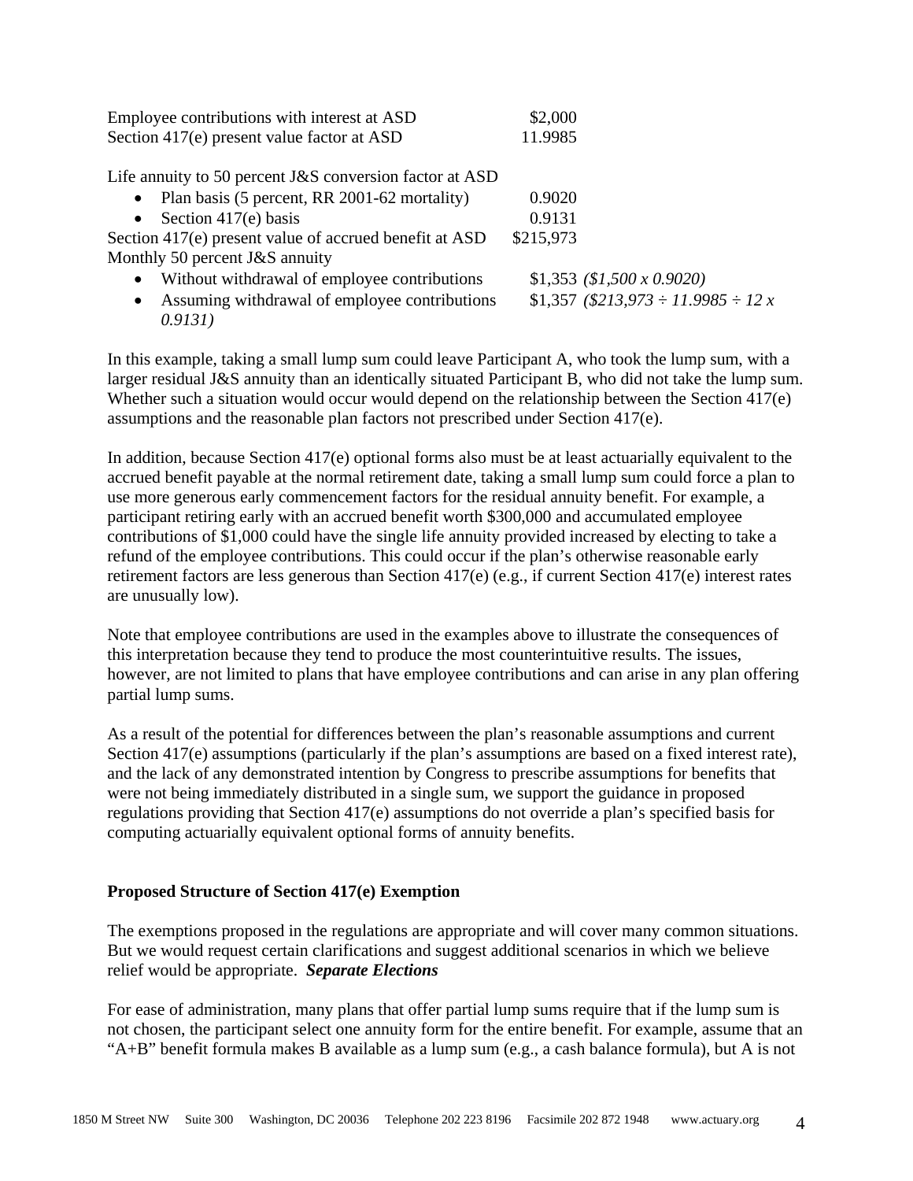| | | |
|---|---|---|
| Employee contributions with interest at ASD | \$2,000 | |
| Section 417(e) present value factor at ASD | 11.9985 | |
| | | |
| Life annuity to 50 percent J&S conversion factor at ASD | | |
| • Plan basis (5 percent, RR 2001-62 mortality) | 0.9020 | |
| • Section 417(e) basis | 0.9131 | |
| Section 417(e) present value of accrued benefit at ASD | \$215,973 | |
| Monthly 50 percent J&S annuity | | |
| • Without withdrawal of employee contributions | \$1,353 | *(\$1,500 x 0.9020)* |
| • Assuming withdrawal of employee contributions | \$1,357 | *(\$213,973 ÷ 11.9985 ÷ 12 x 0.9131)* |

In this example, taking a small lump sum could leave Participant A, who took the lump sum, with a larger residual J&S annuity than an identically situated Participant B, who did not take the lump sum. Whether such a situation would occur would depend on the relationship between the Section 417(e) assumptions and the reasonable plan factors not prescribed under Section 417(e).

In addition, because Section 417(e) optional forms also must be at least actuarially equivalent to the accrued benefit payable at the normal retirement date, taking a small lump sum could force a plan to use more generous early commencement factors for the residual annuity benefit. For example, a participant retiring early with an accrued benefit worth \$300,000 and accumulated employee contributions of \$1,000 could have the single life annuity provided increased by electing to take a refund of the employee contributions. This could occur if the plan's otherwise reasonable early retirement factors are less generous than Section 417(e) (e.g., if current Section 417(e) interest rates are unusually low).

Note that employee contributions are used in the examples above to illustrate the consequences of this interpretation because they tend to produce the most counterintuitive results. The issues, however, are not limited to plans that have employee contributions and can arise in any plan offering partial lump sums.

As a result of the potential for differences between the plan's reasonable assumptions and current Section 417(e) assumptions (particularly if the plan's assumptions are based on a fixed interest rate), and the lack of any demonstrated intention by Congress to prescribe assumptions for benefits that were not being immediately distributed in a single sum, we support the guidance in proposed regulations providing that Section 417(e) assumptions do not override a plan's specified basis for computing actuarially equivalent optional forms of annuity benefits.

**Proposed Structure of Section 417(e) Exemption**

The exemptions proposed in the regulations are appropriate and will cover many common situations. But we would request certain clarifications and suggest additional scenarios in which we believe relief would be appropriate.

***Separate Elections***

For ease of administration, many plans that offer partial lump sums require that if the lump sum is not chosen, the participant select one annuity form for the entire benefit. For example, assume that an "A+B" benefit formula makes B available as a lump sum (e.g., a cash balance formula), but A is not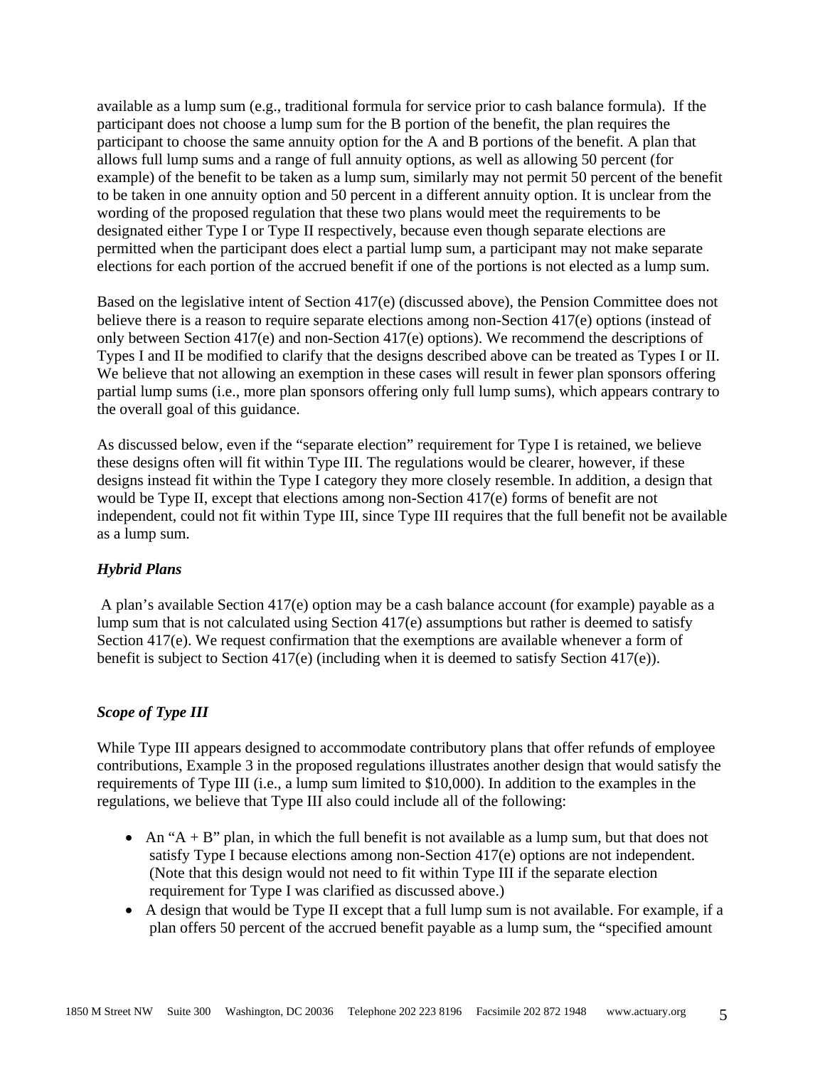available as a lump sum (e.g., traditional formula for service prior to cash balance formula). If the participant does not choose a lump sum for the B portion of the benefit, the plan requires the participant to choose the same annuity option for the A and B portions of the benefit. A plan that allows full lump sums and a range of full annuity options, as well as allowing 50 percent (for example) of the benefit to be taken as a lump sum, similarly may not permit 50 percent of the benefit to be taken in one annuity option and 50 percent in a different annuity option. It is unclear from the wording of the proposed regulation that these two plans would meet the requirements to be designated either Type I or Type II respectively, because even though separate elections are permitted when the participant does elect a partial lump sum, a participant may not make separate elections for each portion of the accrued benefit if one of the portions is not elected as a lump sum.

Based on the legislative intent of Section 417(e) (discussed above), the Pension Committee does not believe there is a reason to require separate elections among non-Section 417(e) options (instead of only between Section 417(e) and non-Section 417(e) options). We recommend the descriptions of Types I and II be modified to clarify that the designs described above can be treated as Types I or II. We believe that not allowing an exemption in these cases will result in fewer plan sponsors offering partial lump sums (i.e., more plan sponsors offering only full lump sums), which appears contrary to the overall goal of this guidance.

As discussed below, even if the "separate election" requirement for Type I is retained, we believe these designs often will fit within Type III. The regulations would be clearer, however, if these designs instead fit within the Type I category they more closely resemble. In addition, a design that would be Type II, except that elections among non-Section 417(e) forms of benefit are not independent, could not fit within Type III, since Type III requires that the full benefit not be available as a lump sum.

### *Hybrid Plans*

A plan's available Section 417(e) option may be a cash balance account (for example) payable as a lump sum that is not calculated using Section 417(e) assumptions but rather is deemed to satisfy Section 417(e). We request confirmation that the exemptions are available whenever a form of benefit is subject to Section 417(e) (including when it is deemed to satisfy Section 417(e)).

### *Scope of Type III*

While Type III appears designed to accommodate contributory plans that offer refunds of employee contributions, Example 3 in the proposed regulations illustrates another design that would satisfy the requirements of Type III (i.e., a lump sum limited to $10,000). In addition to the examples in the regulations, we believe that Type III also could include all of the following:

- An "A + B" plan, in which the full benefit is not available as a lump sum, but that does not satisfy Type I because elections among non-Section 417(e) options are not independent. (Note that this design would not need to fit within Type III if the separate election requirement for Type I was clarified as discussed above.)
- A design that would be Type II except that a full lump sum is not available. For example, if a plan offers 50 percent of the accrued benefit payable as a lump sum, the "specified amount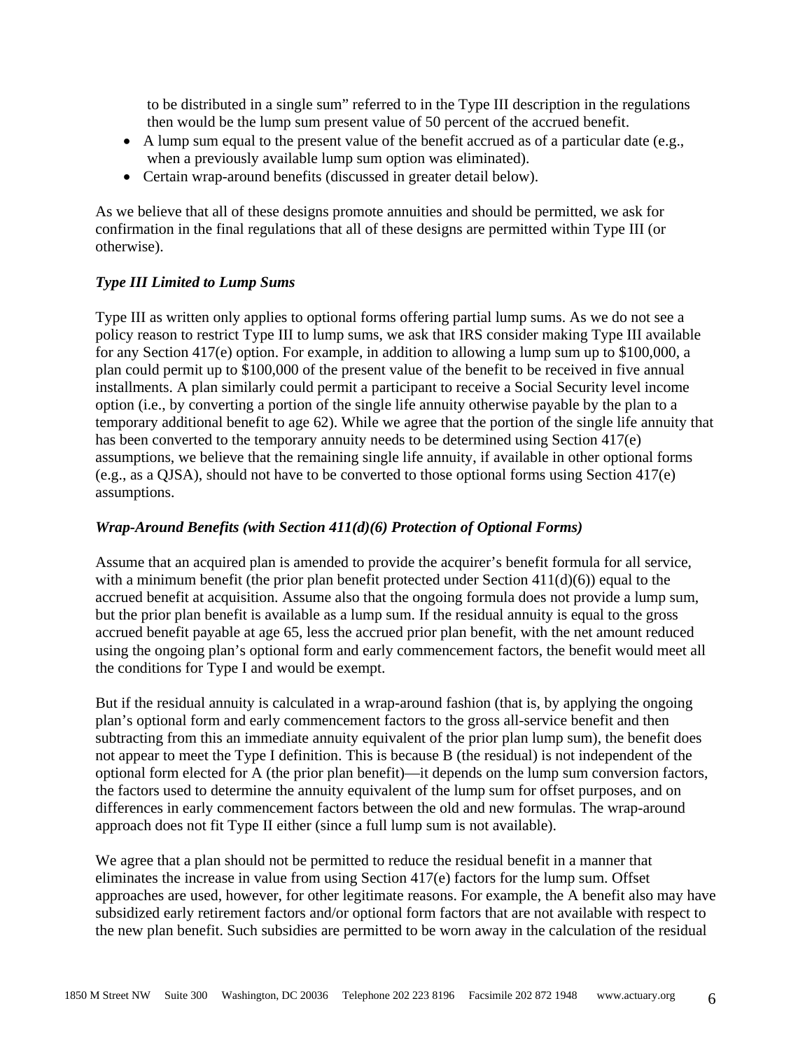to be distributed in a single sum" referred to in the Type III description in the regulations then would be the lump sum present value of 50 percent of the accrued benefit.

- A lump sum equal to the present value of the benefit accrued as of a particular date (e.g., when a previously available lump sum option was eliminated).
- Certain wrap-around benefits (discussed in greater detail below).

As we believe that all of these designs promote annuities and should be permitted, we ask for confirmation in the final regulations that all of these designs are permitted within Type III (or otherwise).

***Type III Limited to Lump Sums***

Type III as written only applies to optional forms offering partial lump sums. As we do not see a policy reason to restrict Type III to lump sums, we ask that IRS consider making Type III available for any Section 417(e) option. For example, in addition to allowing a lump sum up to $100,000, a plan could permit up to $100,000 of the present value of the benefit to be received in five annual installments. A plan similarly could permit a participant to receive a Social Security level income option (i.e., by converting a portion of the single life annuity otherwise payable by the plan to a temporary additional benefit to age 62). While we agree that the portion of the single life annuity that has been converted to the temporary annuity needs to be determined using Section 417(e) assumptions, we believe that the remaining single life annuity, if available in other optional forms (e.g., as a QJSA), should not have to be converted to those optional forms using Section 417(e) assumptions.

***Wrap-Around Benefits (with Section 411(d)(6) Protection of Optional Forms)***

Assume that an acquired plan is amended to provide the acquirer's benefit formula for all service, with a minimum benefit (the prior plan benefit protected under Section 411(d)(6)) equal to the accrued benefit at acquisition. Assume also that the ongoing formula does not provide a lump sum, but the prior plan benefit is available as a lump sum. If the residual annuity is equal to the gross accrued benefit payable at age 65, less the accrued prior plan benefit, with the net amount reduced using the ongoing plan's optional form and early commencement factors, the benefit would meet all the conditions for Type I and would be exempt.

But if the residual annuity is calculated in a wrap-around fashion (that is, by applying the ongoing plan's optional form and early commencement factors to the gross all-service benefit and then subtracting from this an immediate annuity equivalent of the prior plan lump sum), the benefit does not appear to meet the Type I definition. This is because B (the residual) is not independent of the optional form elected for A (the prior plan benefit)—it depends on the lump sum conversion factors, the factors used to determine the annuity equivalent of the lump sum for offset purposes, and on differences in early commencement factors between the old and new formulas. The wrap-around approach does not fit Type II either (since a full lump sum is not available).

We agree that a plan should not be permitted to reduce the residual benefit in a manner that eliminates the increase in value from using Section 417(e) factors for the lump sum. Offset approaches are used, however, for other legitimate reasons. For example, the A benefit also may have subsidized early retirement factors and/or optional form factors that are not available with respect to the new plan benefit. Such subsidies are permitted to be worn away in the calculation of the residual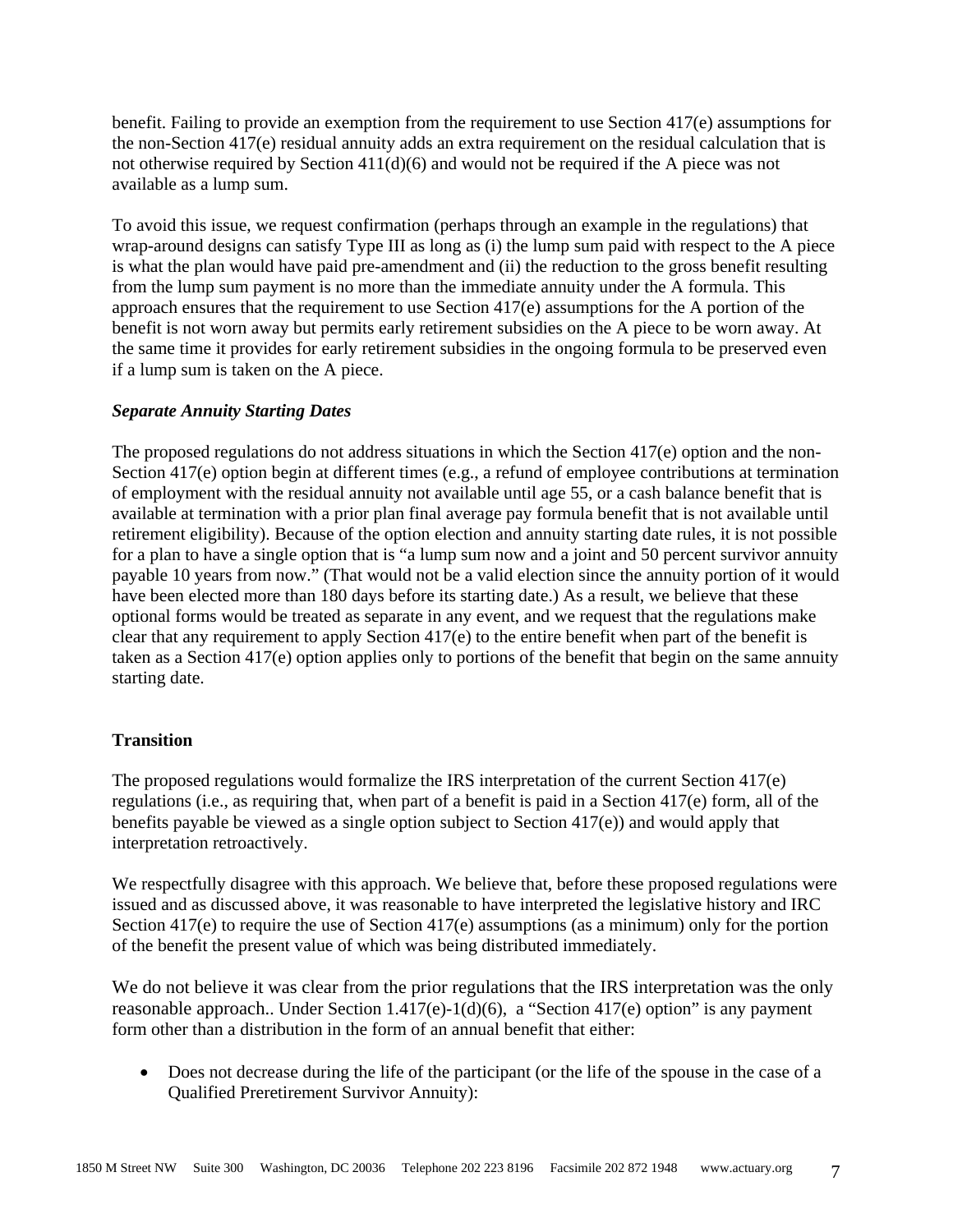benefit. Failing to provide an exemption from the requirement to use Section 417(e) assumptions for the non-Section 417(e) residual annuity adds an extra requirement on the residual calculation that is not otherwise required by Section 411(d)(6) and would not be required if the A piece was not available as a lump sum.

To avoid this issue, we request confirmation (perhaps through an example in the regulations) that wrap-around designs can satisfy Type III as long as (i) the lump sum paid with respect to the A piece is what the plan would have paid pre-amendment and (ii) the reduction to the gross benefit resulting from the lump sum payment is no more than the immediate annuity under the A formula. This approach ensures that the requirement to use Section 417(e) assumptions for the A portion of the benefit is not worn away but permits early retirement subsidies on the A piece to be worn away. At the same time it provides for early retirement subsidies in the ongoing formula to be preserved even if a lump sum is taken on the A piece.

***Separate Annuity Starting Dates***

The proposed regulations do not address situations in which the Section 417(e) option and the non-Section 417(e) option begin at different times (e.g., a refund of employee contributions at termination of employment with the residual annuity not available until age 55, or a cash balance benefit that is available at termination with a prior plan final average pay formula benefit that is not available until retirement eligibility). Because of the option election and annuity starting date rules, it is not possible for a plan to have a single option that is "a lump sum now and a joint and 50 percent survivor annuity payable 10 years from now." (That would not be a valid election since the annuity portion of it would have been elected more than 180 days before its starting date.) As a result, we believe that these optional forms would be treated as separate in any event, and we request that the regulations make clear that any requirement to apply Section 417(e) to the entire benefit when part of the benefit is taken as a Section 417(e) option applies only to portions of the benefit that begin on the same annuity starting date.

**Transition**

The proposed regulations would formalize the IRS interpretation of the current Section 417(e) regulations (i.e., as requiring that, when part of a benefit is paid in a Section 417(e) form, all of the benefits payable be viewed as a single option subject to Section 417(e)) and would apply that interpretation retroactively.

We respectfully disagree with this approach. We believe that, before these proposed regulations were issued and as discussed above, it was reasonable to have interpreted the legislative history and IRC Section 417(e) to require the use of Section 417(e) assumptions (as a minimum) only for the portion of the benefit the present value of which was being distributed immediately.

We do not believe it was clear from the prior regulations that the IRS interpretation was the only reasonable approach.. Under Section 1.417(e)-1(d)(6), a "Section 417(e) option" is any payment form other than a distribution in the form of an annual benefit that either:

- Does not decrease during the life of the participant (or the life of the spouse in the case of a Qualified Preretirement Survivor Annuity):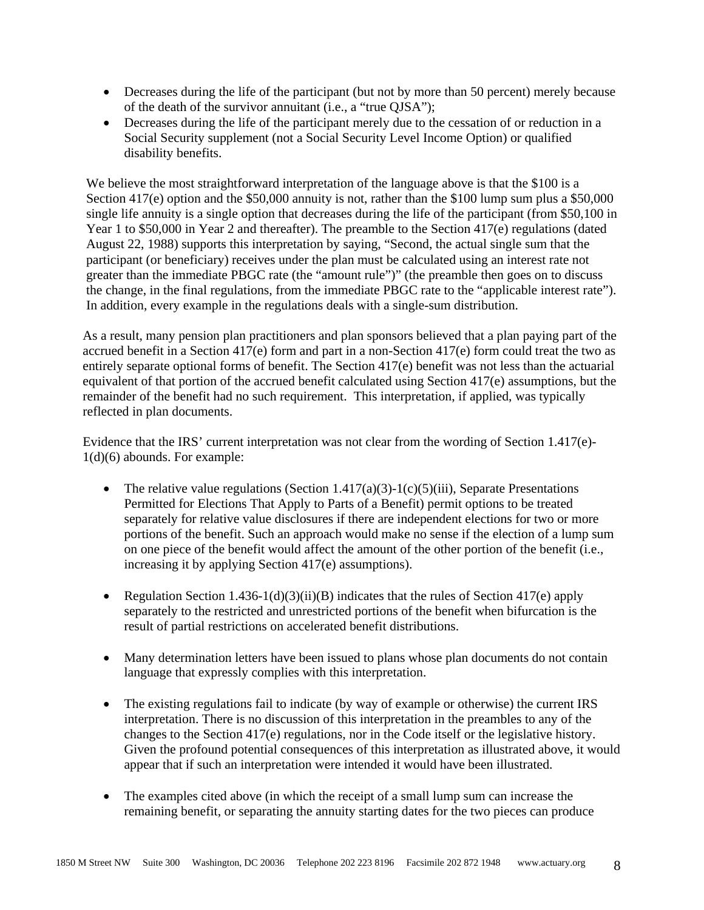- Decreases during the life of the participant (but not by more than 50 percent) merely because of the death of the survivor annuitant (i.e., a "true QJSA");
- Decreases during the life of the participant merely due to the cessation of or reduction in a Social Security supplement (not a Social Security Level Income Option) or qualified disability benefits.

We believe the most straightforward interpretation of the language above is that the $100 is a Section 417(e) option and the $50,000 annuity is not, rather than the $100 lump sum plus a $50,000 single life annuity is a single option that decreases during the life of the participant (from $50,100 in Year 1 to $50,000 in Year 2 and thereafter). The preamble to the Section 417(e) regulations (dated August 22, 1988) supports this interpretation by saying, "Second, the actual single sum that the participant (or beneficiary) receives under the plan must be calculated using an interest rate not greater than the immediate PBGC rate (the "amount rule")" (the preamble then goes on to discuss the change, in the final regulations, from the immediate PBGC rate to the "applicable interest rate"). In addition, every example in the regulations deals with a single-sum distribution.

As a result, many pension plan practitioners and plan sponsors believed that a plan paying part of the accrued benefit in a Section 417(e) form and part in a non-Section 417(e) form could treat the two as entirely separate optional forms of benefit. The Section 417(e) benefit was not less than the actuarial equivalent of that portion of the accrued benefit calculated using Section 417(e) assumptions, but the remainder of the benefit had no such requirement. This interpretation, if applied, was typically reflected in plan documents.

Evidence that the IRS' current interpretation was not clear from the wording of Section 1.417(e)-1(d)(6) abounds. For example:

- The relative value regulations (Section 1.417(a)(3)-1(c)(5)(iii), Separate Presentations Permitted for Elections That Apply to Parts of a Benefit) permit options to be treated separately for relative value disclosures if there are independent elections for two or more portions of the benefit. Such an approach would make no sense if the election of a lump sum on one piece of the benefit would affect the amount of the other portion of the benefit (i.e., increasing it by applying Section 417(e) assumptions).

- Regulation Section 1.436-1(d)(3)(ii)(B) indicates that the rules of Section 417(e) apply separately to the restricted and unrestricted portions of the benefit when bifurcation is the result of partial restrictions on accelerated benefit distributions.

- Many determination letters have been issued to plans whose plan documents do not contain language that expressly complies with this interpretation.

- The existing regulations fail to indicate (by way of example or otherwise) the current IRS interpretation. There is no discussion of this interpretation in the preambles to any of the changes to the Section 417(e) regulations, nor in the Code itself or the legislative history. Given the profound potential consequences of this interpretation as illustrated above, it would appear that if such an interpretation were intended it would have been illustrated.

- The examples cited above (in which the receipt of a small lump sum can increase the remaining benefit, or separating the annuity starting dates for the two pieces can produce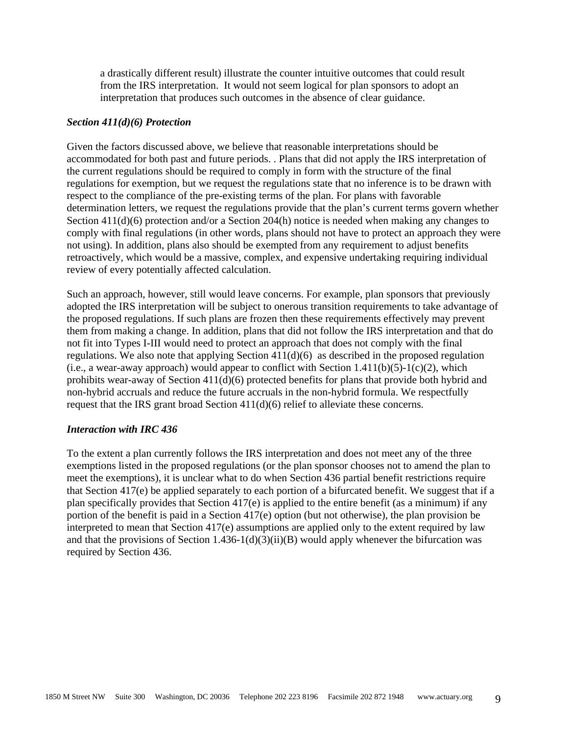a drastically different result) illustrate the counter intuitive outcomes that could result from the IRS interpretation. It would not seem logical for plan sponsors to adopt an interpretation that produces such outcomes in the absence of clear guidance.

***Section 411(d)(6) Protection***

Given the factors discussed above, we believe that reasonable interpretations should be accommodated for both past and future periods. . Plans that did not apply the IRS interpretation of the current regulations should be required to comply in form with the structure of the final regulations for exemption, but we request the regulations state that no inference is to be drawn with respect to the compliance of the pre-existing terms of the plan. For plans with favorable determination letters, we request the regulations provide that the plan's current terms govern whether Section 411(d)(6) protection and/or a Section 204(h) notice is needed when making any changes to comply with final regulations (in other words, plans should not have to protect an approach they were not using). In addition, plans also should be exempted from any requirement to adjust benefits retroactively, which would be a massive, complex, and expensive undertaking requiring individual review of every potentially affected calculation.

Such an approach, however, still would leave concerns. For example, plan sponsors that previously adopted the IRS interpretation will be subject to onerous transition requirements to take advantage of the proposed regulations. If such plans are frozen then these requirements effectively may prevent them from making a change. In addition, plans that did not follow the IRS interpretation and that do not fit into Types I-III would need to protect an approach that does not comply with the final regulations. We also note that applying Section 411(d)(6) as described in the proposed regulation (i.e., a wear-away approach) would appear to conflict with Section 1.411(b)(5)-1(c)(2), which prohibits wear-away of Section 411(d)(6) protected benefits for plans that provide both hybrid and non-hybrid accruals and reduce the future accruals in the non-hybrid formula. We respectfully request that the IRS grant broad Section 411(d)(6) relief to alleviate these concerns.

***Interaction with IRC 436***

To the extent a plan currently follows the IRS interpretation and does not meet any of the three exemptions listed in the proposed regulations (or the plan sponsor chooses not to amend the plan to meet the exemptions), it is unclear what to do when Section 436 partial benefit restrictions require that Section 417(e) be applied separately to each portion of a bifurcated benefit. We suggest that if a plan specifically provides that Section 417(e) is applied to the entire benefit (as a minimum) if any portion of the benefit is paid in a Section 417(e) option (but not otherwise), the plan provision be interpreted to mean that Section 417(e) assumptions are applied only to the extent required by law and that the provisions of Section 1.436-1(d)(3)(ii)(B) would apply whenever the bifurcation was required by Section 436.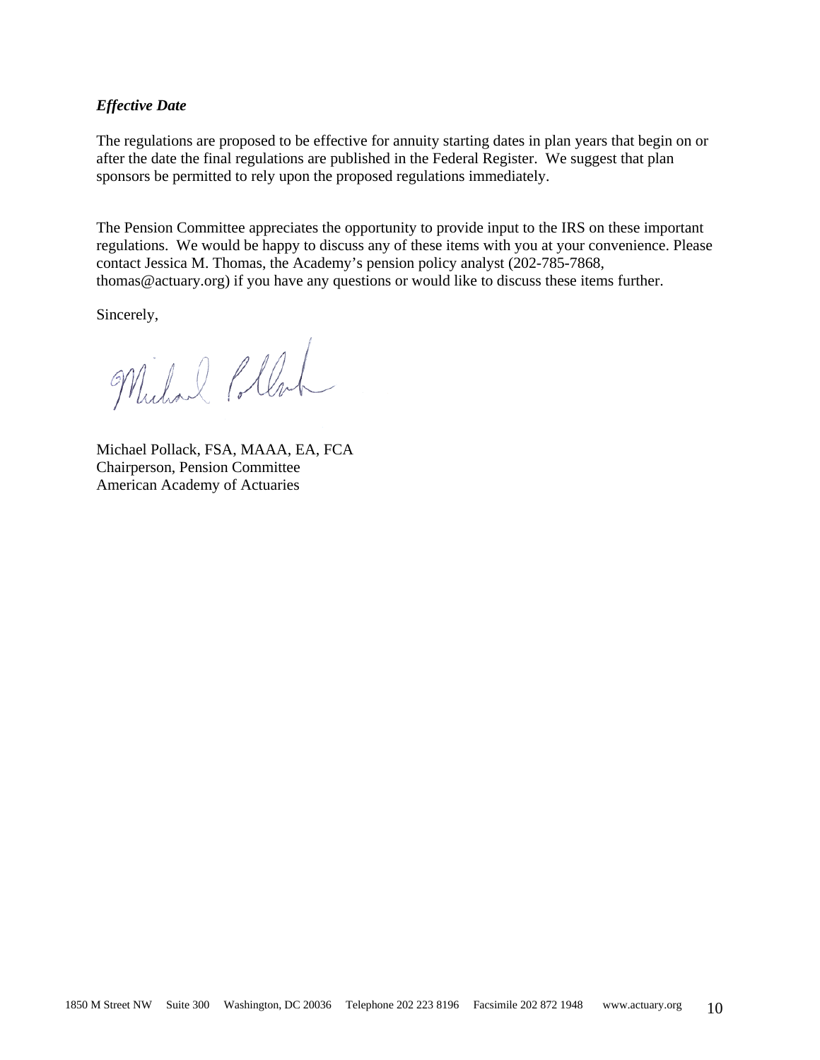***Effective Date***

The regulations are proposed to be effective for annuity starting dates in plan years that begin on or after the date the final regulations are published in the Federal Register. We suggest that plan sponsors be permitted to rely upon the proposed regulations immediately.

The Pension Committee appreciates the opportunity to provide input to the IRS on these important regulations. We would be happy to discuss any of these items with you at your convenience. Please contact Jessica M. Thomas, the Academy's pension policy analyst (202-785-7868, thomas@actuary.org) if you have any questions or would like to discuss these items further.

Sincerely,

Michael Pollack, FSA, MAAA, EA, FCA
Chairperson, Pension Committee
American Academy of Actuaries